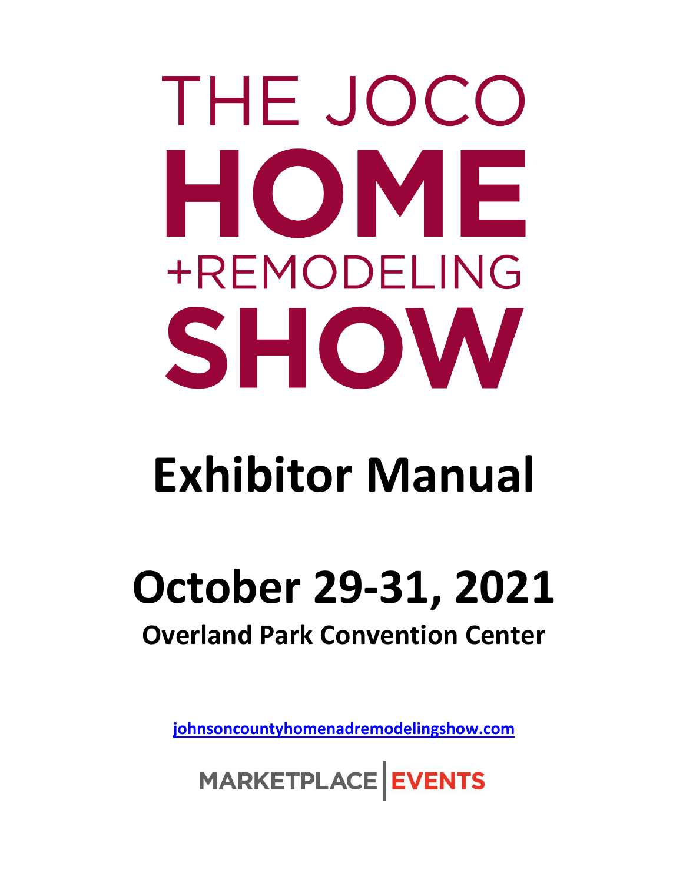# THE JOCO HOME +REMODELING SHOW

# Exhibitor Manual

# October 29-31, 2021

## Overland Park Convention Center

[johnsoncountyhomenadremodelingshow.com](johnsoncountyhomenadremodelingshow.com)

MARKETPLACE | EVENTS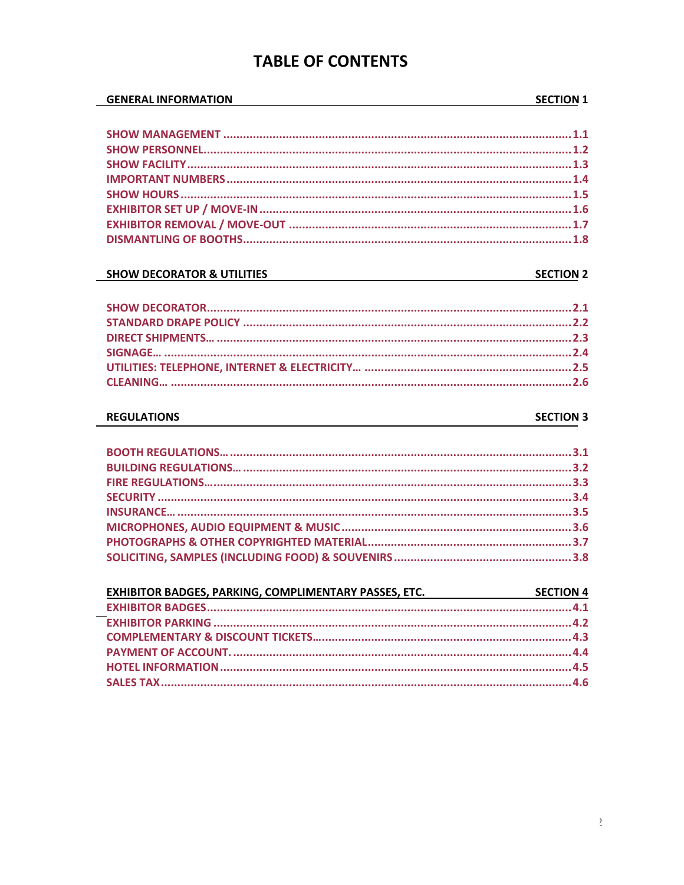# TABLE OF CONTENTS

## GENERAL INFORMATION — SECTION 1

- SHOW MANAGEMENT ........ 1.1
- SHOW PERSONNEL ........ 1.2
- SHOW FACILITY ........ 1.3
- IMPORTANT NUMBERS ........ 1.4
- SHOW HOURS ........ 1.5
- EXHIBITOR SET UP / MOVE-IN ........ 1.6
- EXHIBITOR REMOVAL / MOVE-OUT ........ 1.7
- DISMANTLING OF BOOTHS ........ 1.8

## SHOW DECORATOR & UTILITIES — SECTION 2

- SHOW DECORATOR ........ 2.1
- STANDARD DRAPE POLICY ........ 2.2
- DIRECT SHIPMENTS… ........ 2.3
- SIGNAGE… ........ 2.4
- UTILITIES: TELEPHONE, INTERNET & ELECTRICITY… ........ 2.5
- CLEANING… ........ 2.6

## REGULATIONS — SECTION 3

- BOOTH REGULATIONS… ........ 3.1
- BUILDING REGULATIONS… ........ 3.2
- FIRE REGULATIONS… ........ 3.3
- SECURITY ........ 3.4
- INSURANCE… ........ 3.5
- MICROPHONES, AUDIO EQUIPMENT & MUSIC ........ 3.6
- PHOTOGRAPHS & OTHER COPYRIGHTED MATERIAL ........ 3.7
- SOLICITING, SAMPLES (INCLUDING FOOD) & SOUVENIRS ........ 3.8

## EXHIBITOR BADGES, PARKING, COMPLIMENTARY PASSES, ETC. — SECTION 4

- EXHIBITOR BADGES ........ 4.1
- EXHIBITOR PARKING ........ 4.2
- COMPLEMENTARY & DISCOUNT TICKETS… ........ 4.3
- PAYMENT OF ACCOUNT. ........ 4.4
- HOTEL INFORMATION ........ 4.5
- SALES TAX ........ 4.6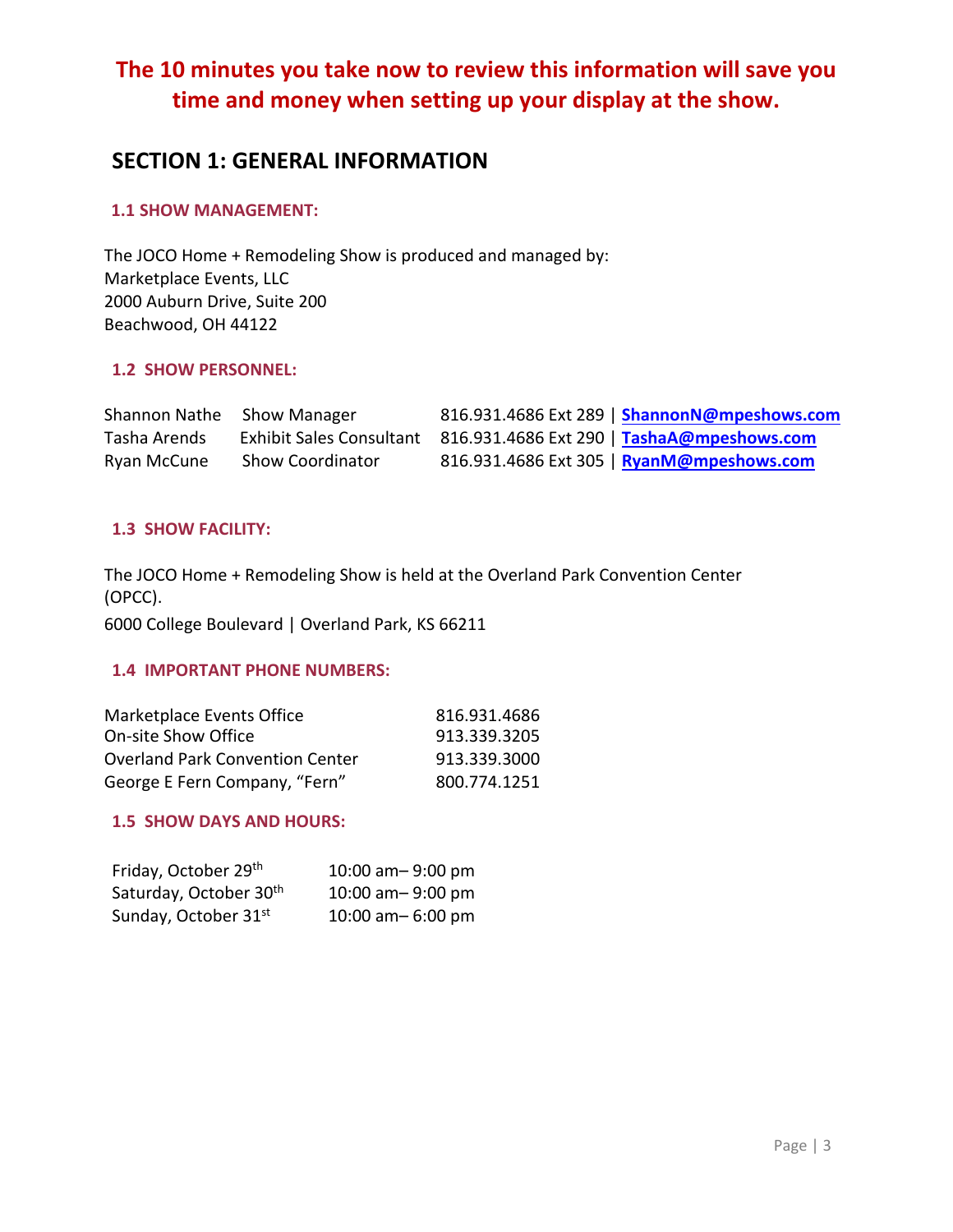**The 10 minutes you take now to review this information will save you time and money when setting up your display at the show.**

# SECTION 1: GENERAL INFORMATION

## 1.1 SHOW MANAGEMENT:

The JOCO Home + Remodeling Show is produced and managed by:
Marketplace Events, LLC
2000 Auburn Drive, Suite 200
Beachwood, OH 44122

## 1.2 SHOW PERSONNEL:

| | | |
|---|---|---|
| Shannon Nathe | Show Manager | 816.931.4686 Ext 289 \| **ShannonN@mpeshows.com** |
| Tasha Arends | Exhibit Sales Consultant | 816.931.4686 Ext 290 \| **TashaA@mpeshows.com** |
| Ryan McCune | Show Coordinator | 816.931.4686 Ext 305 \| **RyanM@mpeshows.com** |

## 1.3 SHOW FACILITY:

The JOCO Home + Remodeling Show is held at the Overland Park Convention Center (OPCC).
6000 College Boulevard | Overland Park, KS 66211

## 1.4 IMPORTANT PHONE NUMBERS:

| | |
|---|---|
| Marketplace Events Office | 816.931.4686 |
| On-site Show Office | 913.339.3205 |
| Overland Park Convention Center | 913.339.3000 |
| George E Fern Company, "Fern" | 800.774.1251 |

## 1.5 SHOW DAYS AND HOURS:

| | |
|---|---|
| Friday, October 29th | 10:00 am– 9:00 pm |
| Saturday, October 30th | 10:00 am– 9:00 pm |
| Sunday, October 31st | 10:00 am– 6:00 pm |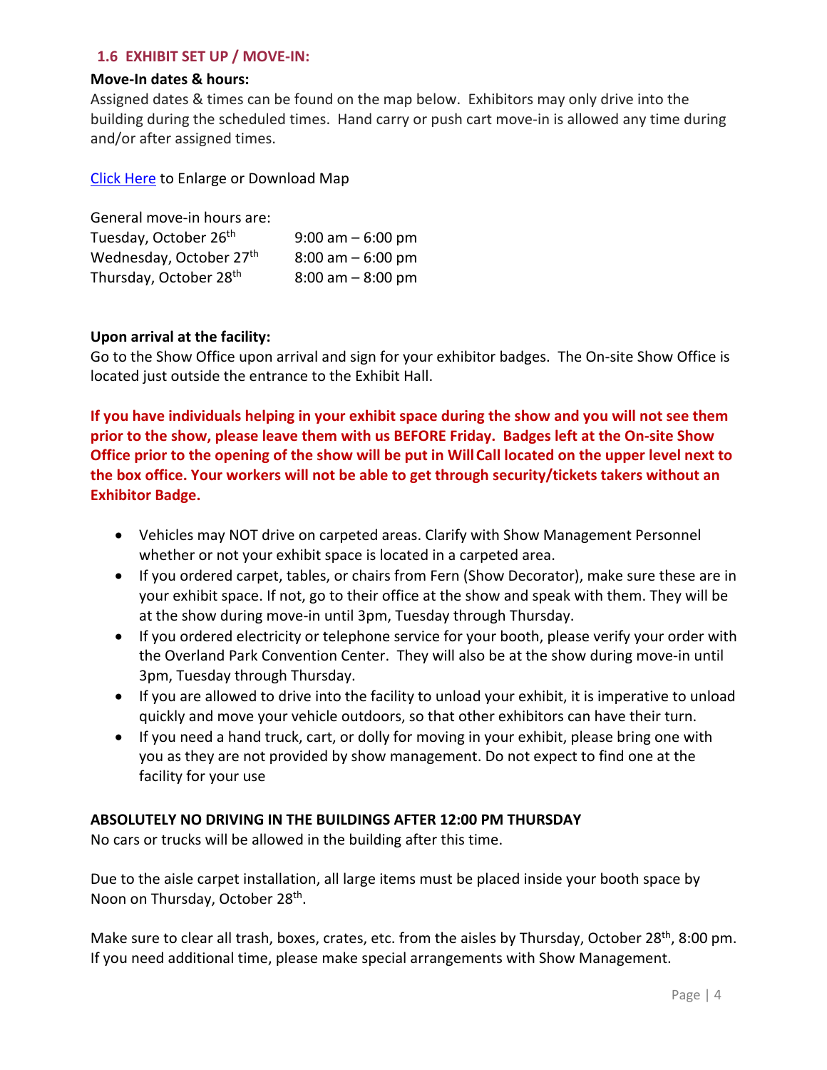## 1.6 EXHIBIT SET UP / MOVE-IN:

**Move-In dates & hours:**

Assigned dates & times can be found on the map below. Exhibitors may only drive into the building during the scheduled times. Hand carry or push cart move-in is allowed any time during and/or after assigned times.

Click Here to Enlarge or Download Map

General move-in hours are:

| | |
|---|---|
| Tuesday, October 26th | 9:00 am – 6:00 pm |
| Wednesday, October 27th | 8:00 am – 6:00 pm |
| Thursday, October 28th | 8:00 am – 8:00 pm |

**Upon arrival at the facility:**

Go to the Show Office upon arrival and sign for your exhibitor badges. The On-site Show Office is located just outside the entrance to the Exhibit Hall.

**If you have individuals helping in your exhibit space during the show and you will not see them prior to the show, please leave them with us BEFORE Friday. Badges left at the On-site Show Office prior to the opening of the show will be put in Will Call located on the upper level next to the box office. Your workers will not be able to get through security/tickets takers without an Exhibitor Badge.**

- Vehicles may NOT drive on carpeted areas. Clarify with Show Management Personnel whether or not your exhibit space is located in a carpeted area.
- If you ordered carpet, tables, or chairs from Fern (Show Decorator), make sure these are in your exhibit space. If not, go to their office at the show and speak with them. They will be at the show during move-in until 3pm, Tuesday through Thursday.
- If you ordered electricity or telephone service for your booth, please verify your order with the Overland Park Convention Center. They will also be at the show during move-in until 3pm, Tuesday through Thursday.
- If you are allowed to drive into the facility to unload your exhibit, it is imperative to unload quickly and move your vehicle outdoors, so that other exhibitors can have their turn.
- If you need a hand truck, cart, or dolly for moving in your exhibit, please bring one with you as they are not provided by show management. Do not expect to find one at the facility for your use

**ABSOLUTELY NO DRIVING IN THE BUILDINGS AFTER 12:00 PM THURSDAY**

No cars or trucks will be allowed in the building after this time.

Due to the aisle carpet installation, all large items must be placed inside your booth space by Noon on Thursday, October 28th.

Make sure to clear all trash, boxes, crates, etc. from the aisles by Thursday, October 28th, 8:00 pm. If you need additional time, please make special arrangements with Show Management.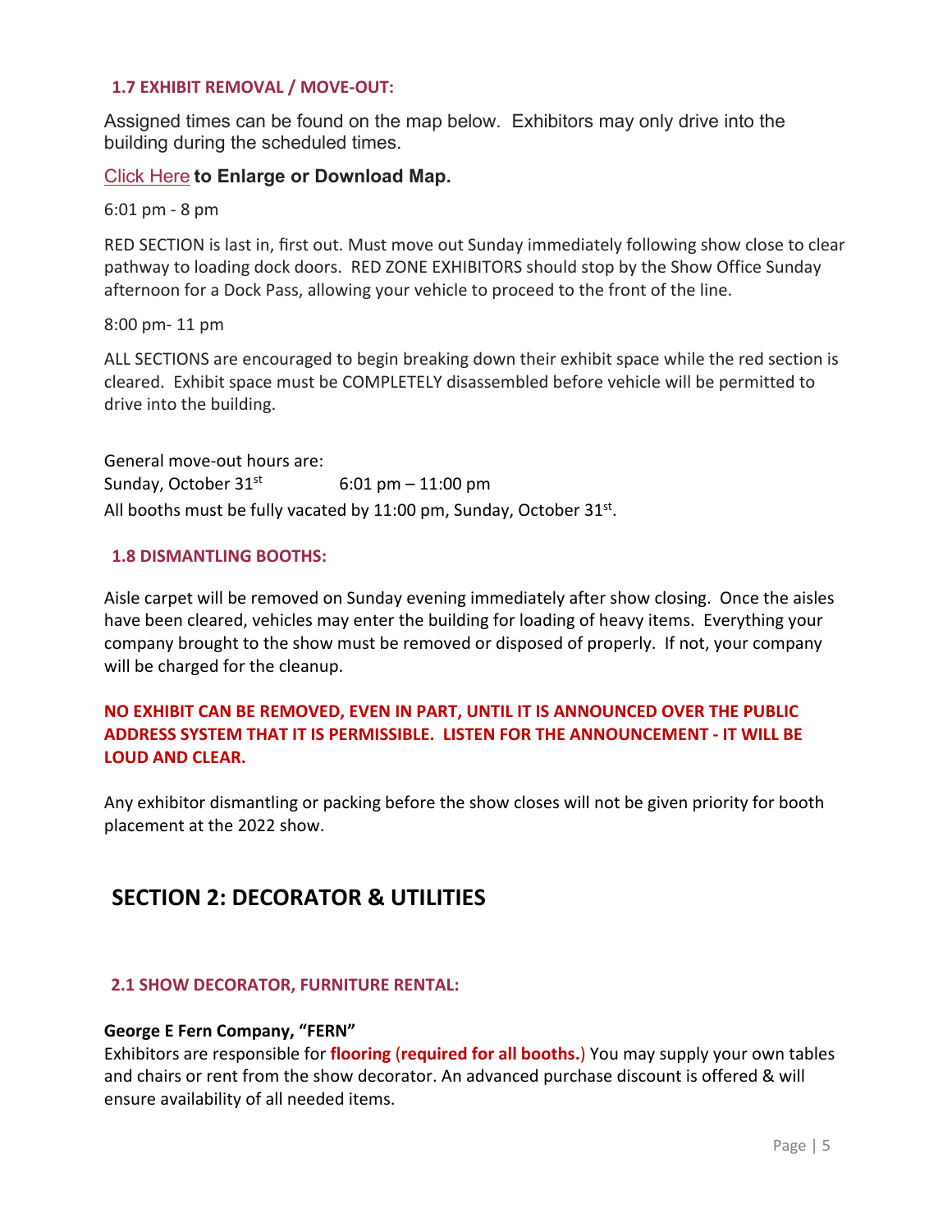### 1.7 EXHIBIT REMOVAL / MOVE-OUT:

Assigned times can be found on the map below. Exhibitors may only drive into the building during the scheduled times.

Click Here **to Enlarge or Download Map.**

6:01 pm - 8 pm

RED SECTION is last in, first out. Must move out Sunday immediately following show close to clear pathway to loading dock doors. RED ZONE EXHIBITORS should stop by the Show Office Sunday afternoon for a Dock Pass, allowing your vehicle to proceed to the front of the line.

8:00 pm- 11 pm

ALL SECTIONS are encouraged to begin breaking down their exhibit space while the red section is cleared. Exhibit space must be COMPLETELY disassembled before vehicle will be permitted to drive into the building.

General move-out hours are:
Sunday, October 31st 6:01 pm – 11:00 pm
All booths must be fully vacated by 11:00 pm, Sunday, October 31st.

### 1.8 DISMANTLING BOOTHS:

Aisle carpet will be removed on Sunday evening immediately after show closing. Once the aisles have been cleared, vehicles may enter the building for loading of heavy items. Everything your company brought to the show must be removed or disposed of properly. If not, your company will be charged for the cleanup.

**NO EXHIBIT CAN BE REMOVED, EVEN IN PART, UNTIL IT IS ANNOUNCED OVER THE PUBLIC ADDRESS SYSTEM THAT IT IS PERMISSIBLE. LISTEN FOR THE ANNOUNCEMENT - IT WILL BE LOUD AND CLEAR.**

Any exhibitor dismantling or packing before the show closes will not be given priority for booth placement at the 2022 show.

## SECTION 2: DECORATOR & UTILITIES

### 2.1 SHOW DECORATOR, FURNITURE RENTAL:

**George E Fern Company, "FERN"**
Exhibitors are responsible for **flooring** (**required for all booths.**) You may supply your own tables and chairs or rent from the show decorator. An advanced purchase discount is offered & will ensure availability of all needed items.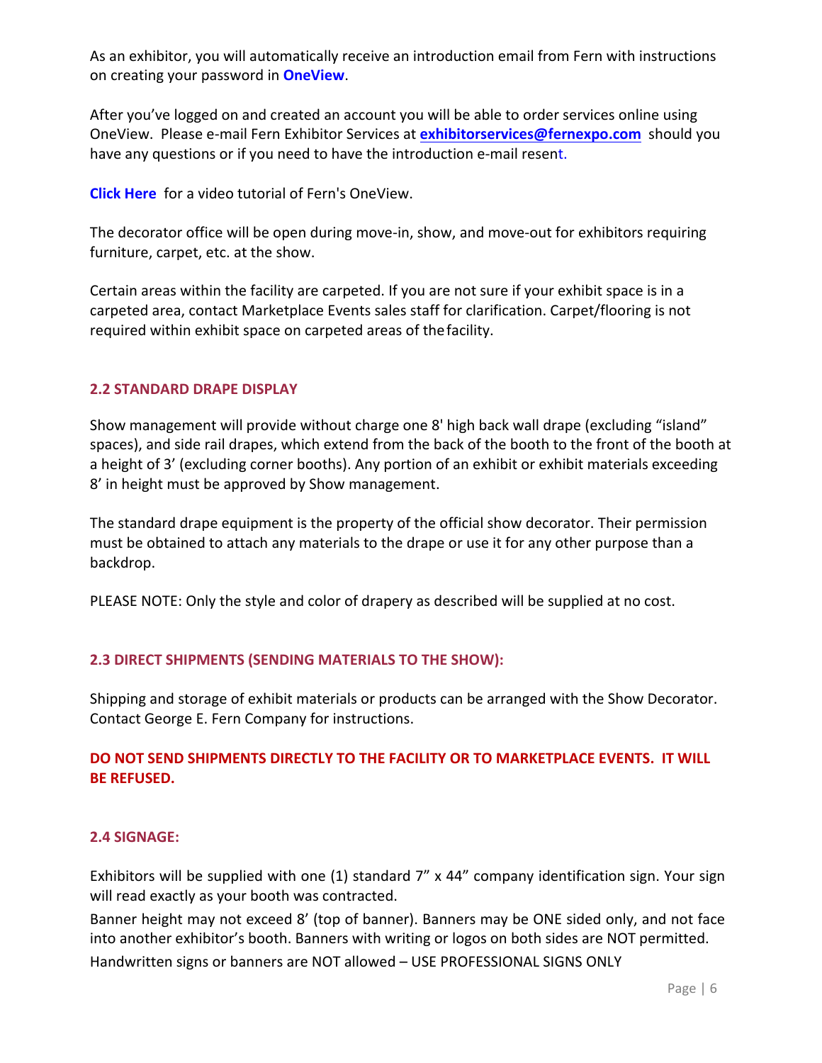As an exhibitor, you will automatically receive an introduction email from Fern with instructions on creating your password in **OneView**.

After you've logged on and created an account you will be able to order services online using OneView. Please e-mail Fern Exhibitor Services at **exhibitorservices@fernexpo.com** should you have any questions or if you need to have the introduction e-mail resent.

**Click Here** for a video tutorial of Fern's OneView.

The decorator office will be open during move-in, show, and move-out for exhibitors requiring furniture, carpet, etc. at the show.

Certain areas within the facility are carpeted. If you are not sure if your exhibit space is in a carpeted area, contact Marketplace Events sales staff for clarification. Carpet/flooring is not required within exhibit space on carpeted areas of the facility.

### 2.2 STANDARD DRAPE DISPLAY

Show management will provide without charge one 8' high back wall drape (excluding "island" spaces), and side rail drapes, which extend from the back of the booth to the front of the booth at a height of 3' (excluding corner booths). Any portion of an exhibit or exhibit materials exceeding 8' in height must be approved by Show management.

The standard drape equipment is the property of the official show decorator. Their permission must be obtained to attach any materials to the drape or use it for any other purpose than a backdrop.

PLEASE NOTE: Only the style and color of drapery as described will be supplied at no cost.

### 2.3 DIRECT SHIPMENTS (SENDING MATERIALS TO THE SHOW):

Shipping and storage of exhibit materials or products can be arranged with the Show Decorator. Contact George E. Fern Company for instructions.

**DO NOT SEND SHIPMENTS DIRECTLY TO THE FACILITY OR TO MARKETPLACE EVENTS. IT WILL BE REFUSED.**

### 2.4 SIGNAGE:

Exhibitors will be supplied with one (1) standard 7" x 44" company identification sign. Your sign will read exactly as your booth was contracted.

Banner height may not exceed 8' (top of banner). Banners may be ONE sided only, and not face into another exhibitor's booth. Banners with writing or logos on both sides are NOT permitted.

Handwritten signs or banners are NOT allowed – USE PROFESSIONAL SIGNS ONLY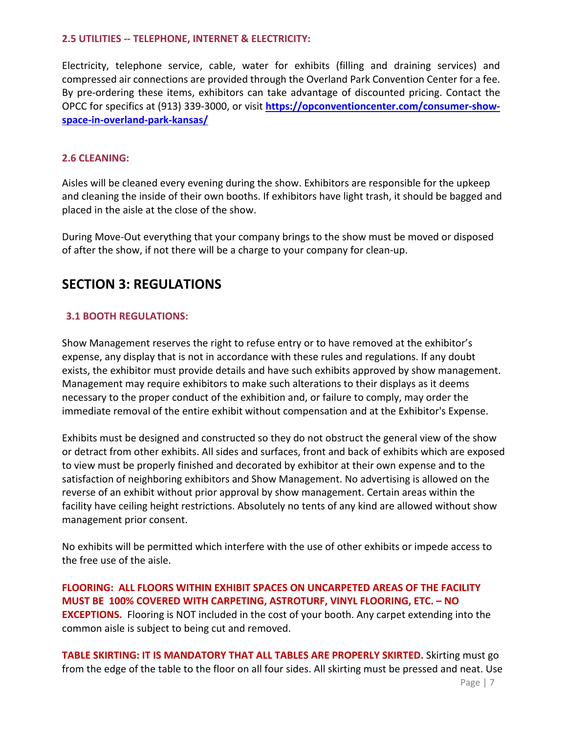### 2.5 UTILITIES -- TELEPHONE, INTERNET & ELECTRICITY:

Electricity, telephone service, cable, water for exhibits (filling and draining services) and compressed air connections are provided through the Overland Park Convention Center for a fee. By pre-ordering these items, exhibitors can take advantage of discounted pricing. Contact the OPCC for specifics at (913) 339-3000, or visit **[https://opconventioncenter.com/consumer-show-space-in-overland-park-kansas/](https://opconventioncenter.com/consumer-show-space-in-overland-park-kansas/)**

### 2.6 CLEANING:

Aisles will be cleaned every evening during the show. Exhibitors are responsible for the upkeep and cleaning the inside of their own booths. If exhibitors have light trash, it should be bagged and placed in the aisle at the close of the show.

During Move-Out everything that your company brings to the show must be moved or disposed of after the show, if not there will be a charge to your company for clean-up.

## SECTION 3: REGULATIONS

### 3.1 BOOTH REGULATIONS:

Show Management reserves the right to refuse entry or to have removed at the exhibitor's expense, any display that is not in accordance with these rules and regulations. If any doubt exists, the exhibitor must provide details and have such exhibits approved by show management. Management may require exhibitors to make such alterations to their displays as it deems necessary to the proper conduct of the exhibition and, or failure to comply, may order the immediate removal of the entire exhibit without compensation and at the Exhibitor's Expense.

Exhibits must be designed and constructed so they do not obstruct the general view of the show or detract from other exhibits. All sides and surfaces, front and back of exhibits which are exposed to view must be properly finished and decorated by exhibitor at their own expense and to the satisfaction of neighboring exhibitors and Show Management. No advertising is allowed on the reverse of an exhibit without prior approval by show management. Certain areas within the facility have ceiling height restrictions. Absolutely no tents of any kind are allowed without show management prior consent.

No exhibits will be permitted which interfere with the use of other exhibits or impede access to the free use of the aisle.

**FLOORING: ALL FLOORS WITHIN EXHIBIT SPACES ON UNCARPETED AREAS OF THE FACILITY MUST BE 100% COVERED WITH CARPETING, ASTROTURF, VINYL FLOORING, ETC. – NO EXCEPTIONS.** Flooring is NOT included in the cost of your booth. Any carpet extending into the common aisle is subject to being cut and removed.

**TABLE SKIRTING: IT IS MANDATORY THAT ALL TABLES ARE PROPERLY SKIRTED.** Skirting must go from the edge of the table to the floor on all four sides. All skirting must be pressed and neat. Use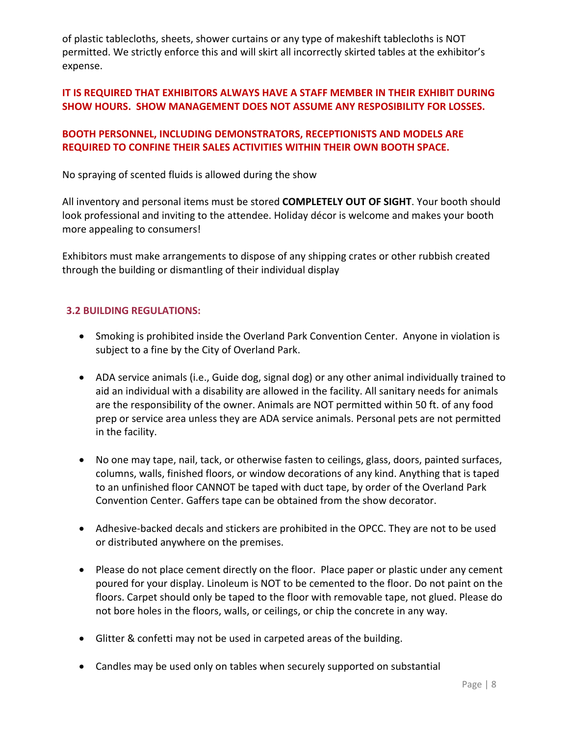of plastic tablecloths, sheets, shower curtains or any type of makeshift tablecloths is NOT permitted. We strictly enforce this and will skirt all incorrectly skirted tables at the exhibitor's expense.

**IT IS REQUIRED THAT EXHIBITORS ALWAYS HAVE A STAFF MEMBER IN THEIR EXHIBIT DURING SHOW HOURS. SHOW MANAGEMENT DOES NOT ASSUME ANY RESPOSIBILITY FOR LOSSES.**

**BOOTH PERSONNEL, INCLUDING DEMONSTRATORS, RECEPTIONISTS AND MODELS ARE REQUIRED TO CONFINE THEIR SALES ACTIVITIES WITHIN THEIR OWN BOOTH SPACE.**

No spraying of scented fluids is allowed during the show

All inventory and personal items must be stored **COMPLETELY OUT OF SIGHT**. Your booth should look professional and inviting to the attendee. Holiday décor is welcome and makes your booth more appealing to consumers!

Exhibitors must make arrangements to dispose of any shipping crates or other rubbish created through the building or dismantling of their individual display

### 3.2 BUILDING REGULATIONS:

- Smoking is prohibited inside the Overland Park Convention Center. Anyone in violation is subject to a fine by the City of Overland Park.
- ADA service animals (i.e., Guide dog, signal dog) or any other animal individually trained to aid an individual with a disability are allowed in the facility. All sanitary needs for animals are the responsibility of the owner. Animals are NOT permitted within 50 ft. of any food prep or service area unless they are ADA service animals. Personal pets are not permitted in the facility.
- No one may tape, nail, tack, or otherwise fasten to ceilings, glass, doors, painted surfaces, columns, walls, finished floors, or window decorations of any kind. Anything that is taped to an unfinished floor CANNOT be taped with duct tape, by order of the Overland Park Convention Center. Gaffers tape can be obtained from the show decorator.
- Adhesive-backed decals and stickers are prohibited in the OPCC. They are not to be used or distributed anywhere on the premises.
- Please do not place cement directly on the floor. Place paper or plastic under any cement poured for your display. Linoleum is NOT to be cemented to the floor. Do not paint on the floors. Carpet should only be taped to the floor with removable tape, not glued. Please do not bore holes in the floors, walls, or ceilings, or chip the concrete in any way.
- Glitter & confetti may not be used in carpeted areas of the building.
- Candles may be used only on tables when securely supported on substantial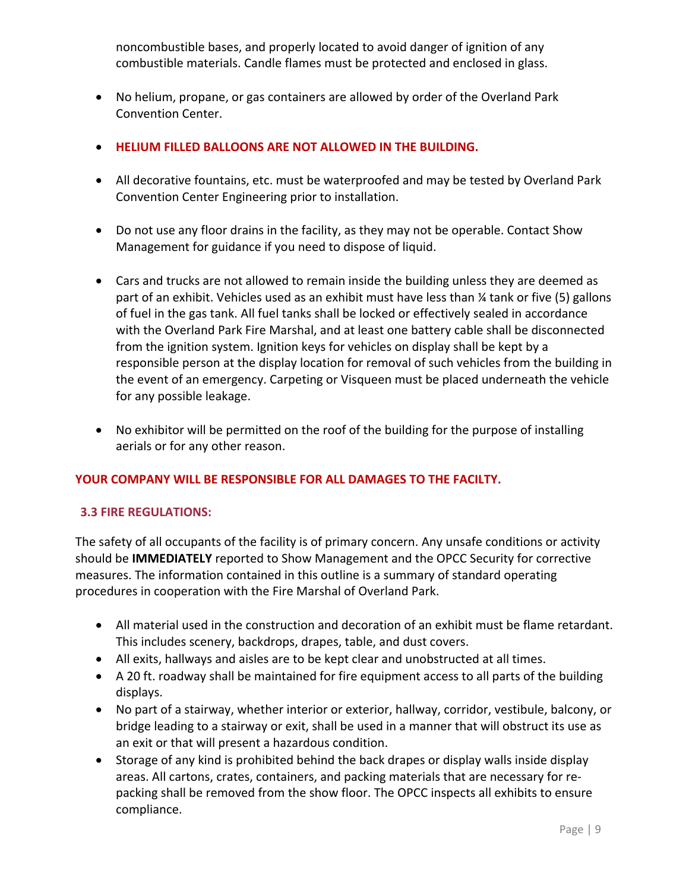noncombustible bases, and properly located to avoid danger of ignition of any combustible materials. Candle flames must be protected and enclosed in glass.

- No helium, propane, or gas containers are allowed by order of the Overland Park Convention Center.
- **HELIUM FILLED BALLOONS ARE NOT ALLOWED IN THE BUILDING.**
- All decorative fountains, etc. must be waterproofed and may be tested by Overland Park Convention Center Engineering prior to installation.
- Do not use any floor drains in the facility, as they may not be operable. Contact Show Management for guidance if you need to dispose of liquid.
- Cars and trucks are not allowed to remain inside the building unless they are deemed as part of an exhibit. Vehicles used as an exhibit must have less than ¼ tank or five (5) gallons of fuel in the gas tank. All fuel tanks shall be locked or effectively sealed in accordance with the Overland Park Fire Marshal, and at least one battery cable shall be disconnected from the ignition system. Ignition keys for vehicles on display shall be kept by a responsible person at the display location for removal of such vehicles from the building in the event of an emergency. Carpeting or Visqueen must be placed underneath the vehicle for any possible leakage.
- No exhibitor will be permitted on the roof of the building for the purpose of installing aerials or for any other reason.

**YOUR COMPANY WILL BE RESPONSIBLE FOR ALL DAMAGES TO THE FACILTY.**

### 3.3 FIRE REGULATIONS:

The safety of all occupants of the facility is of primary concern. Any unsafe conditions or activity should be **IMMEDIATELY** reported to Show Management and the OPCC Security for corrective measures. The information contained in this outline is a summary of standard operating procedures in cooperation with the Fire Marshal of Overland Park.

- All material used in the construction and decoration of an exhibit must be flame retardant. This includes scenery, backdrops, drapes, table, and dust covers.
- All exits, hallways and aisles are to be kept clear and unobstructed at all times.
- A 20 ft. roadway shall be maintained for fire equipment access to all parts of the building displays.
- No part of a stairway, whether interior or exterior, hallway, corridor, vestibule, balcony, or bridge leading to a stairway or exit, shall be used in a manner that will obstruct its use as an exit or that will present a hazardous condition.
- Storage of any kind is prohibited behind the back drapes or display walls inside display areas. All cartons, crates, containers, and packing materials that are necessary for re-packing shall be removed from the show floor. The OPCC inspects all exhibits to ensure compliance.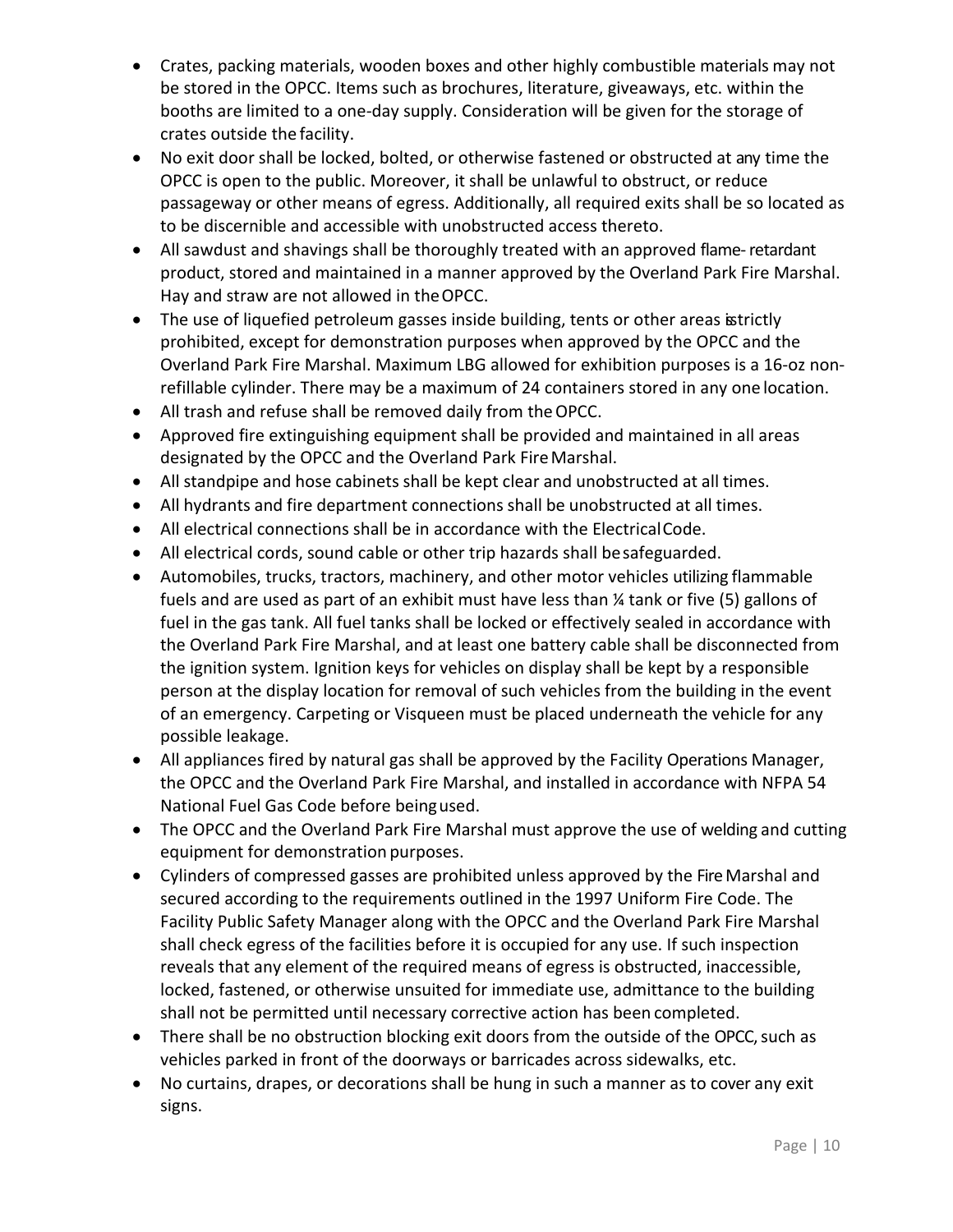- Crates, packing materials, wooden boxes and other highly combustible materials may not be stored in the OPCC. Items such as brochures, literature, giveaways, etc. within the booths are limited to a one-day supply. Consideration will be given for the storage of crates outside the facility.
- No exit door shall be locked, bolted, or otherwise fastened or obstructed at any time the OPCC is open to the public. Moreover, it shall be unlawful to obstruct, or reduce passageway or other means of egress. Additionally, all required exits shall be so located as to be discernible and accessible with unobstructed access thereto.
- All sawdust and shavings shall be thoroughly treated with an approved flame- retardant product, stored and maintained in a manner approved by the Overland Park Fire Marshal. Hay and straw are not allowed in the OPCC.
- The use of liquefied petroleum gasses inside building, tents or other areas is strictly prohibited, except for demonstration purposes when approved by the OPCC and the Overland Park Fire Marshal. Maximum LBG allowed for exhibition purposes is a 16-oz non-refillable cylinder. There may be a maximum of 24 containers stored in any one location.
- All trash and refuse shall be removed daily from the OPCC.
- Approved fire extinguishing equipment shall be provided and maintained in all areas designated by the OPCC and the Overland Park Fire Marshal.
- All standpipe and hose cabinets shall be kept clear and unobstructed at all times.
- All hydrants and fire department connections shall be unobstructed at all times.
- All electrical connections shall be in accordance with the Electrical Code.
- All electrical cords, sound cable or other trip hazards shall be safeguarded.
- Automobiles, trucks, tractors, machinery, and other motor vehicles utilizing flammable fuels and are used as part of an exhibit must have less than ¼ tank or five (5) gallons of fuel in the gas tank. All fuel tanks shall be locked or effectively sealed in accordance with the Overland Park Fire Marshal, and at least one battery cable shall be disconnected from the ignition system. Ignition keys for vehicles on display shall be kept by a responsible person at the display location for removal of such vehicles from the building in the event of an emergency. Carpeting or Visqueen must be placed underneath the vehicle for any possible leakage.
- All appliances fired by natural gas shall be approved by the Facility Operations Manager, the OPCC and the Overland Park Fire Marshal, and installed in accordance with NFPA 54 National Fuel Gas Code before being used.
- The OPCC and the Overland Park Fire Marshal must approve the use of welding and cutting equipment for demonstration purposes.
- Cylinders of compressed gasses are prohibited unless approved by the Fire Marshal and secured according to the requirements outlined in the 1997 Uniform Fire Code. The Facility Public Safety Manager along with the OPCC and the Overland Park Fire Marshal shall check egress of the facilities before it is occupied for any use. If such inspection reveals that any element of the required means of egress is obstructed, inaccessible, locked, fastened, or otherwise unsuited for immediate use, admittance to the building shall not be permitted until necessary corrective action has been completed.
- There shall be no obstruction blocking exit doors from the outside of the OPCC, such as vehicles parked in front of the doorways or barricades across sidewalks, etc.
- No curtains, drapes, or decorations shall be hung in such a manner as to cover any exit signs.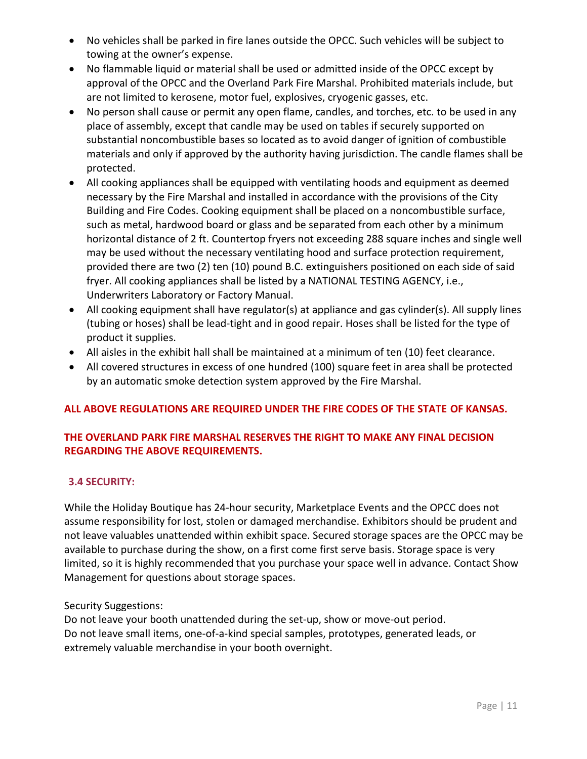- No vehicles shall be parked in fire lanes outside the OPCC. Such vehicles will be subject to towing at the owner's expense.
- No flammable liquid or material shall be used or admitted inside of the OPCC except by approval of the OPCC and the Overland Park Fire Marshal. Prohibited materials include, but are not limited to kerosene, motor fuel, explosives, cryogenic gasses, etc.
- No person shall cause or permit any open flame, candles, and torches, etc. to be used in any place of assembly, except that candle may be used on tables if securely supported on substantial noncombustible bases so located as to avoid danger of ignition of combustible materials and only if approved by the authority having jurisdiction. The candle flames shall be protected.
- All cooking appliances shall be equipped with ventilating hoods and equipment as deemed necessary by the Fire Marshal and installed in accordance with the provisions of the City Building and Fire Codes. Cooking equipment shall be placed on a noncombustible surface, such as metal, hardwood board or glass and be separated from each other by a minimum horizontal distance of 2 ft. Countertop fryers not exceeding 288 square inches and single well may be used without the necessary ventilating hood and surface protection requirement, provided there are two (2) ten (10) pound B.C. extinguishers positioned on each side of said fryer. All cooking appliances shall be listed by a NATIONAL TESTING AGENCY, i.e., Underwriters Laboratory or Factory Manual.
- All cooking equipment shall have regulator(s) at appliance and gas cylinder(s). All supply lines (tubing or hoses) shall be lead-tight and in good repair. Hoses shall be listed for the type of product it supplies.
- All aisles in the exhibit hall shall be maintained at a minimum of ten (10) feet clearance.
- All covered structures in excess of one hundred (100) square feet in area shall be protected by an automatic smoke detection system approved by the Fire Marshal.

**ALL ABOVE REGULATIONS ARE REQUIRED UNDER THE FIRE CODES OF THE STATE OF KANSAS.**

**THE OVERLAND PARK FIRE MARSHAL RESERVES THE RIGHT TO MAKE ANY FINAL DECISION REGARDING THE ABOVE REQUIREMENTS.**

### 3.4 SECURITY:

While the Holiday Boutique has 24-hour security, Marketplace Events and the OPCC does not assume responsibility for lost, stolen or damaged merchandise. Exhibitors should be prudent and not leave valuables unattended within exhibit space. Secured storage spaces are the OPCC may be available to purchase during the show, on a first come first serve basis. Storage space is very limited, so it is highly recommended that you purchase your space well in advance. Contact Show Management for questions about storage spaces.

Security Suggestions:
Do not leave your booth unattended during the set-up, show or move-out period.
Do not leave small items, one-of-a-kind special samples, prototypes, generated leads, or extremely valuable merchandise in your booth overnight.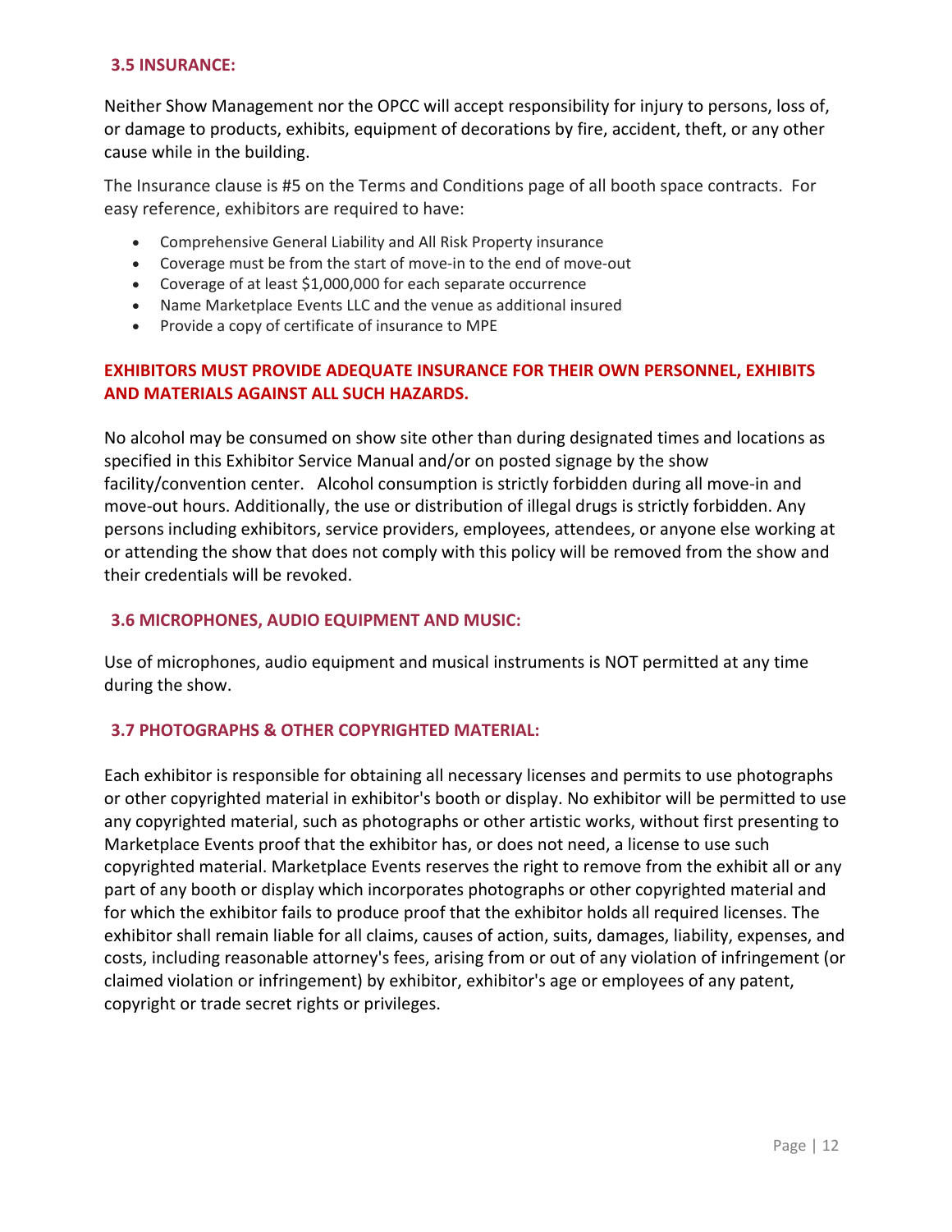### 3.5 INSURANCE:

Neither Show Management nor the OPCC will accept responsibility for injury to persons, loss of, or damage to products, exhibits, equipment of decorations by fire, accident, theft, or any other cause while in the building.

The Insurance clause is #5 on the Terms and Conditions page of all booth space contracts. For easy reference, exhibitors are required to have:

- Comprehensive General Liability and All Risk Property insurance
- Coverage must be from the start of move-in to the end of move-out
- Coverage of at least $1,000,000 for each separate occurrence
- Name Marketplace Events LLC and the venue as additional insured
- Provide a copy of certificate of insurance to MPE

**EXHIBITORS MUST PROVIDE ADEQUATE INSURANCE FOR THEIR OWN PERSONNEL, EXHIBITS AND MATERIALS AGAINST ALL SUCH HAZARDS.**

No alcohol may be consumed on show site other than during designated times and locations as specified in this Exhibitor Service Manual and/or on posted signage by the show facility/convention center. Alcohol consumption is strictly forbidden during all move-in and move-out hours. Additionally, the use or distribution of illegal drugs is strictly forbidden. Any persons including exhibitors, service providers, employees, attendees, or anyone else working at or attending the show that does not comply with this policy will be removed from the show and their credentials will be revoked.

### 3.6 MICROPHONES, AUDIO EQUIPMENT AND MUSIC:

Use of microphones, audio equipment and musical instruments is NOT permitted at any time during the show.

### 3.7 PHOTOGRAPHS & OTHER COPYRIGHTED MATERIAL:

Each exhibitor is responsible for obtaining all necessary licenses and permits to use photographs or other copyrighted material in exhibitor's booth or display. No exhibitor will be permitted to use any copyrighted material, such as photographs or other artistic works, without first presenting to Marketplace Events proof that the exhibitor has, or does not need, a license to use such copyrighted material. Marketplace Events reserves the right to remove from the exhibit all or any part of any booth or display which incorporates photographs or other copyrighted material and for which the exhibitor fails to produce proof that the exhibitor holds all required licenses. The exhibitor shall remain liable for all claims, causes of action, suits, damages, liability, expenses, and costs, including reasonable attorney's fees, arising from or out of any violation of infringement (or claimed violation or infringement) by exhibitor, exhibitor's age or employees of any patent, copyright or trade secret rights or privileges.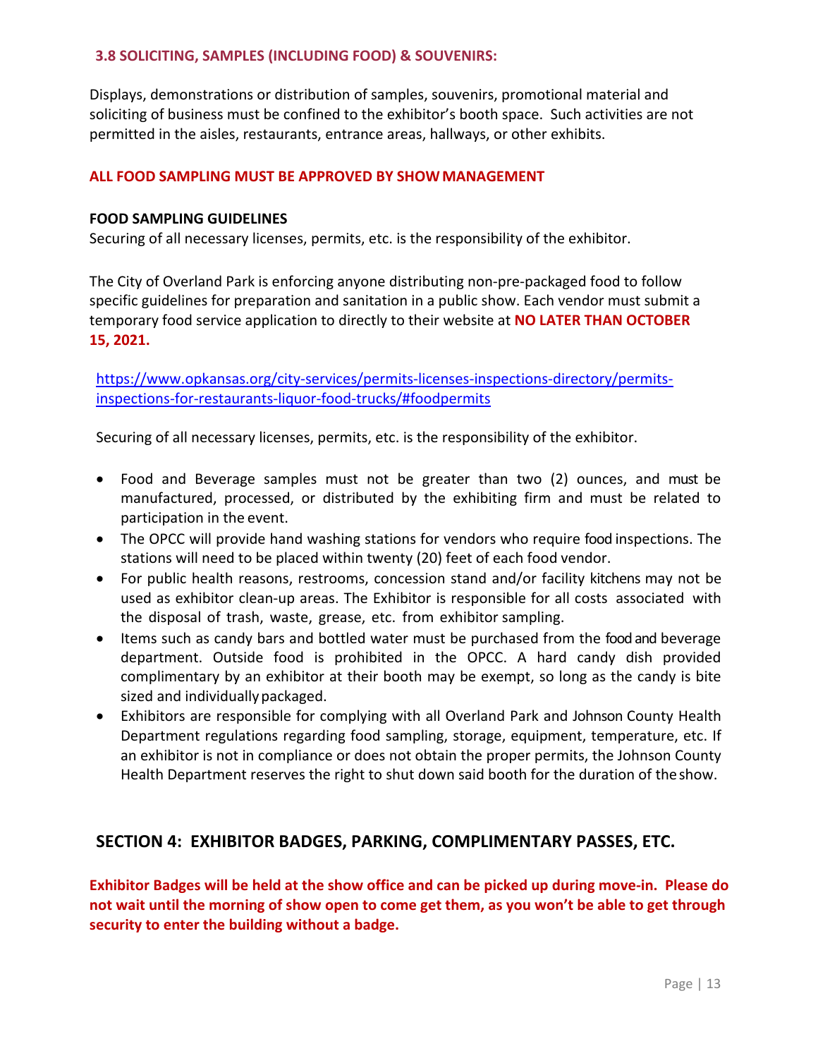### 3.8 SOLICITING, SAMPLES (INCLUDING FOOD) & SOUVENIRS:

Displays, demonstrations or distribution of samples, souvenirs, promotional material and soliciting of business must be confined to the exhibitor's booth space. Such activities are not permitted in the aisles, restaurants, entrance areas, hallways, or other exhibits.

**ALL FOOD SAMPLING MUST BE APPROVED BY SHOW MANAGEMENT**

**FOOD SAMPLING GUIDELINES**
Securing of all necessary licenses, permits, etc. is the responsibility of the exhibitor.

The City of Overland Park is enforcing anyone distributing non-pre-packaged food to follow specific guidelines for preparation and sanitation in a public show. Each vendor must submit a temporary food service application to directly to their website at **NO LATER THAN OCTOBER 15, 2021.**

https://www.opkansas.org/city-services/permits-licenses-inspections-directory/permits-inspections-for-restaurants-liquor-food-trucks/#foodpermits

Securing of all necessary licenses, permits, etc. is the responsibility of the exhibitor.

- Food and Beverage samples must not be greater than two (2) ounces, and must be manufactured, processed, or distributed by the exhibiting firm and must be related to participation in the event.
- The OPCC will provide hand washing stations for vendors who require food inspections. The stations will need to be placed within twenty (20) feet of each food vendor.
- For public health reasons, restrooms, concession stand and/or facility kitchens may not be used as exhibitor clean-up areas. The Exhibitor is responsible for all costs associated with the disposal of trash, waste, grease, etc. from exhibitor sampling.
- Items such as candy bars and bottled water must be purchased from the food and beverage department. Outside food is prohibited in the OPCC. A hard candy dish provided complimentary by an exhibitor at their booth may be exempt, so long as the candy is bite sized and individually packaged.
- Exhibitors are responsible for complying with all Overland Park and Johnson County Health Department regulations regarding food sampling, storage, equipment, temperature, etc. If an exhibitor is not in compliance or does not obtain the proper permits, the Johnson County Health Department reserves the right to shut down said booth for the duration of the show.

## SECTION 4: EXHIBITOR BADGES, PARKING, COMPLIMENTARY PASSES, ETC.

**Exhibitor Badges will be held at the show office and can be picked up during move-in. Please do not wait until the morning of show open to come get them, as you won't be able to get through security to enter the building without a badge.**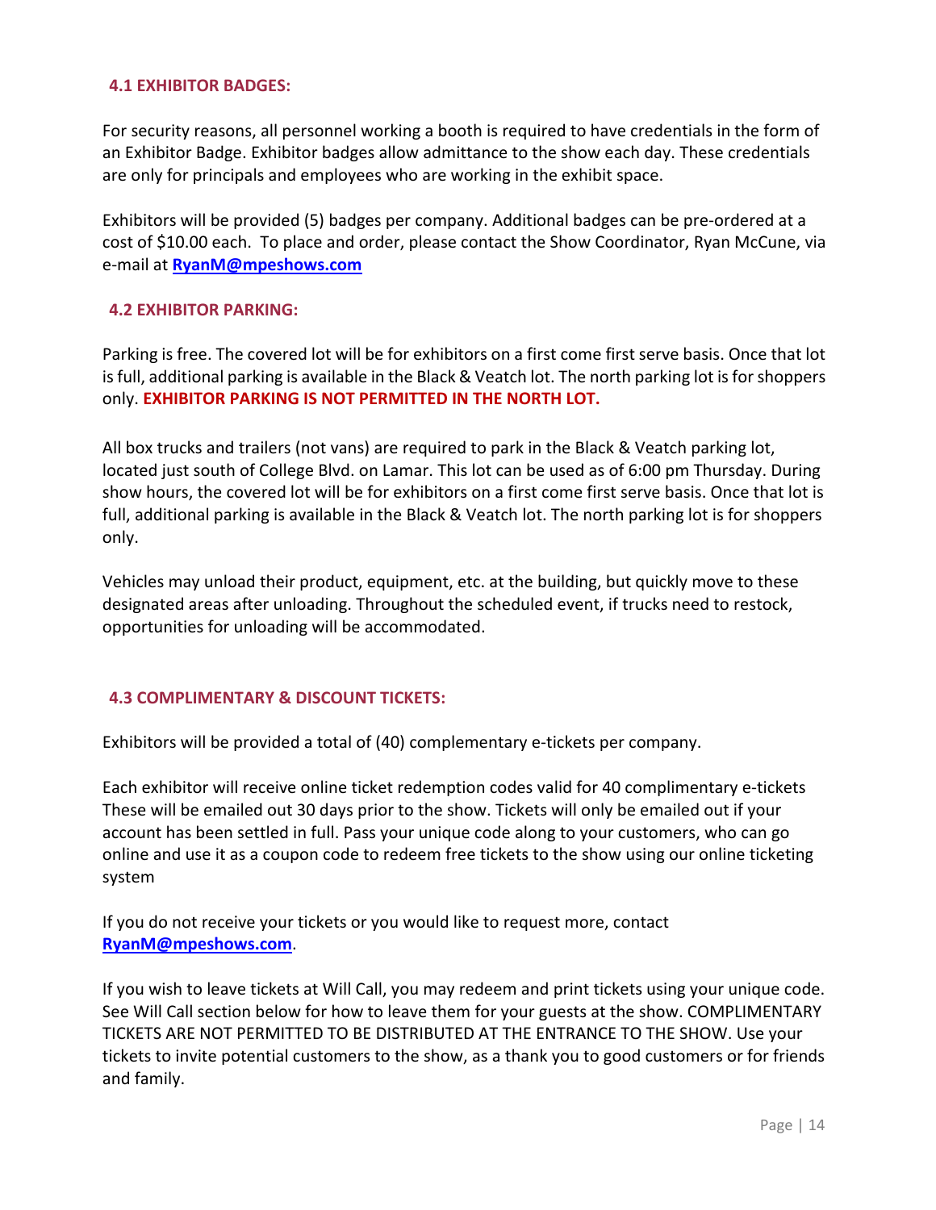### 4.1 EXHIBITOR BADGES:

For security reasons, all personnel working a booth is required to have credentials in the form of an Exhibitor Badge. Exhibitor badges allow admittance to the show each day. These credentials are only for principals and employees who are working in the exhibit space.

Exhibitors will be provided (5) badges per company. Additional badges can be pre-ordered at a cost of $10.00 each. To place and order, please contact the Show Coordinator, Ryan McCune, via e-mail at **RyanM@mpeshows.com**

### 4.2 EXHIBITOR PARKING:

Parking is free. The covered lot will be for exhibitors on a first come first serve basis. Once that lot is full, additional parking is available in the Black & Veatch lot. The north parking lot is for shoppers only. **EXHIBITOR PARKING IS NOT PERMITTED IN THE NORTH LOT.**

All box trucks and trailers (not vans) are required to park in the Black & Veatch parking lot, located just south of College Blvd. on Lamar. This lot can be used as of 6:00 pm Thursday. During show hours, the covered lot will be for exhibitors on a first come first serve basis. Once that lot is full, additional parking is available in the Black & Veatch lot. The north parking lot is for shoppers only.

Vehicles may unload their product, equipment, etc. at the building, but quickly move to these designated areas after unloading. Throughout the scheduled event, if trucks need to restock, opportunities for unloading will be accommodated.

### 4.3 COMPLIMENTARY & DISCOUNT TICKETS:

Exhibitors will be provided a total of (40) complementary e-tickets per company.

Each exhibitor will receive online ticket redemption codes valid for 40 complimentary e-tickets These will be emailed out 30 days prior to the show. Tickets will only be emailed out if your account has been settled in full. Pass your unique code along to your customers, who can go online and use it as a coupon code to redeem free tickets to the show using our online ticketing system

If you do not receive your tickets or you would like to request more, contact **RyanM@mpeshows.com**.

If you wish to leave tickets at Will Call, you may redeem and print tickets using your unique code. See Will Call section below for how to leave them for your guests at the show. COMPLIMENTARY TICKETS ARE NOT PERMITTED TO BE DISTRIBUTED AT THE ENTRANCE TO THE SHOW. Use your tickets to invite potential customers to the show, as a thank you to good customers or for friends and family.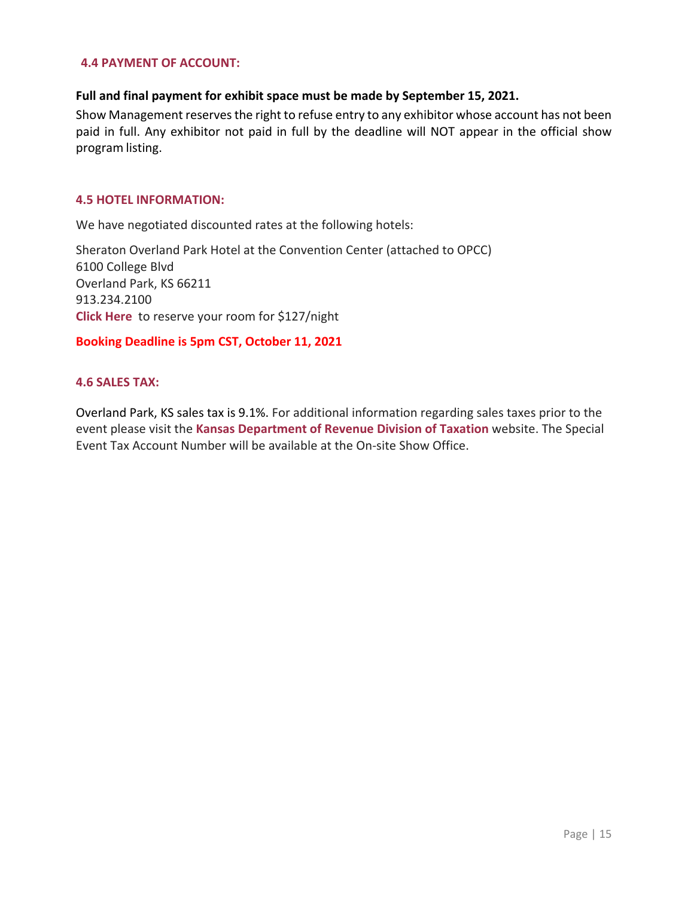### 4.4 PAYMENT OF ACCOUNT:

**Full and final payment for exhibit space must be made by September 15, 2021.**

Show Management reserves the right to refuse entry to any exhibitor whose account has not been paid in full. Any exhibitor not paid in full by the deadline will NOT appear in the official show program listing.

### 4.5 HOTEL INFORMATION:

We have negotiated discounted rates at the following hotels:

Sheraton Overland Park Hotel at the Convention Center (attached to OPCC)
6100 College Blvd
Overland Park, KS 66211
913.234.2100
**Click Here** to reserve your room for $127/night

**Booking Deadline is 5pm CST, October 11, 2021**

### 4.6 SALES TAX:

Overland Park, KS sales tax is 9.1%. For additional information regarding sales taxes prior to the event please visit the **Kansas Department of Revenue Division of Taxation** website. The Special Event Tax Account Number will be available at the On-site Show Office.